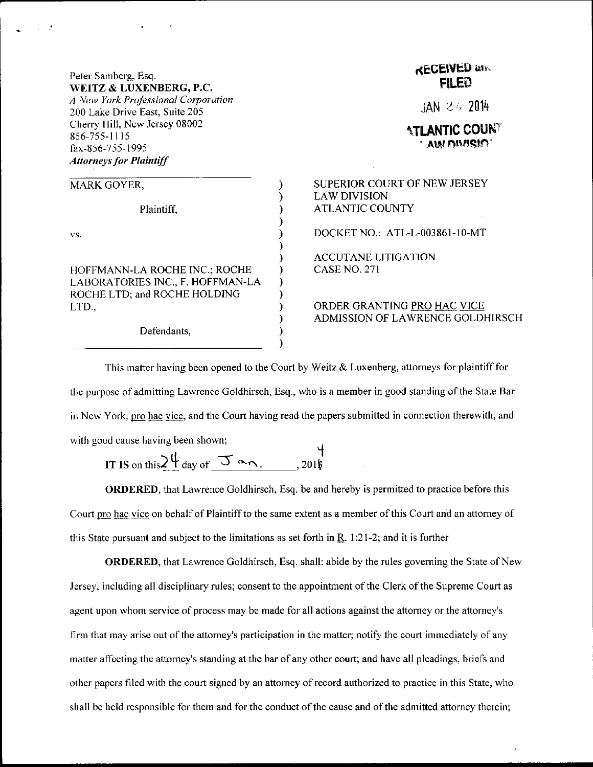Peter Samberg, Esq.
**WEITZ & LUXENBERG, P.C.**
*A New York Professional Corporation*
200 Lake Drive East, Suite 205
Cherry Hill, New Jersey 08002
856-755-1115
fax-856-755-1995
***Attorneys for Plaintiff***

RECEIVED and
FILED
JAN 24 2014
ATLANTIC COUNTY
LAW DIVISION

| | |
|---|---|
| MARK GOYER,<br><br>Plaintiff,<br><br>vs.<br><br>HOFFMANN-LA ROCHE INC.; ROCHE LABORATORIES INC., F. HOFFMAN-LA ROCHE LTD; and ROCHE HOLDING LTD.,<br><br>Defendants, | SUPERIOR COURT OF NEW JERSEY<br>LAW DIVISION<br>ATLANTIC COUNTY<br><br>DOCKET NO.: ATL-L-003861-10-MT<br><br>ACCUTANE LITIGATION<br>CASE NO. 271<br><br>ORDER GRANTING PRO HAC VICE ADMISSION OF LAWRENCE GOLDHIRSCH |

This matter having been opened to the Court by Weitz & Luxenberg, attorneys for plaintiff for the purpose of admitting Lawrence Goldhirsch, Esq., who is a member in good standing of the State Bar in New York, pro hac vice, and the Court having read the papers submitted in connection therewith, and with good cause having been shown;

**IT IS** on this 24 day of Jan., 2014

**ORDERED**, that Lawrence Goldhirsch, Esq. be and hereby is permitted to practice before this Court pro hac vice on behalf of Plaintiff to the same extent as a member of this Court and an attorney of this State pursuant and subject to the limitations as set forth in R. 1:21-2; and it is further

**ORDERED**, that Lawrence Goldhirsch, Esq. shall: abide by the rules governing the State of New Jersey, including all disciplinary rules; consent to the appointment of the Clerk of the Supreme Court as agent upon whom service of process may be made for all actions against the attorney or the attorney's firm that may arise out of the attorney's participation in the matter; notify the court immediately of any matter affecting the attorney's standing at the bar of any other court; and have all pleadings, briefs and other papers filed with the court signed by an attorney of record authorized to practice in this State, who shall be held responsible for them and for the conduct of the cause and of the admitted attorney therein;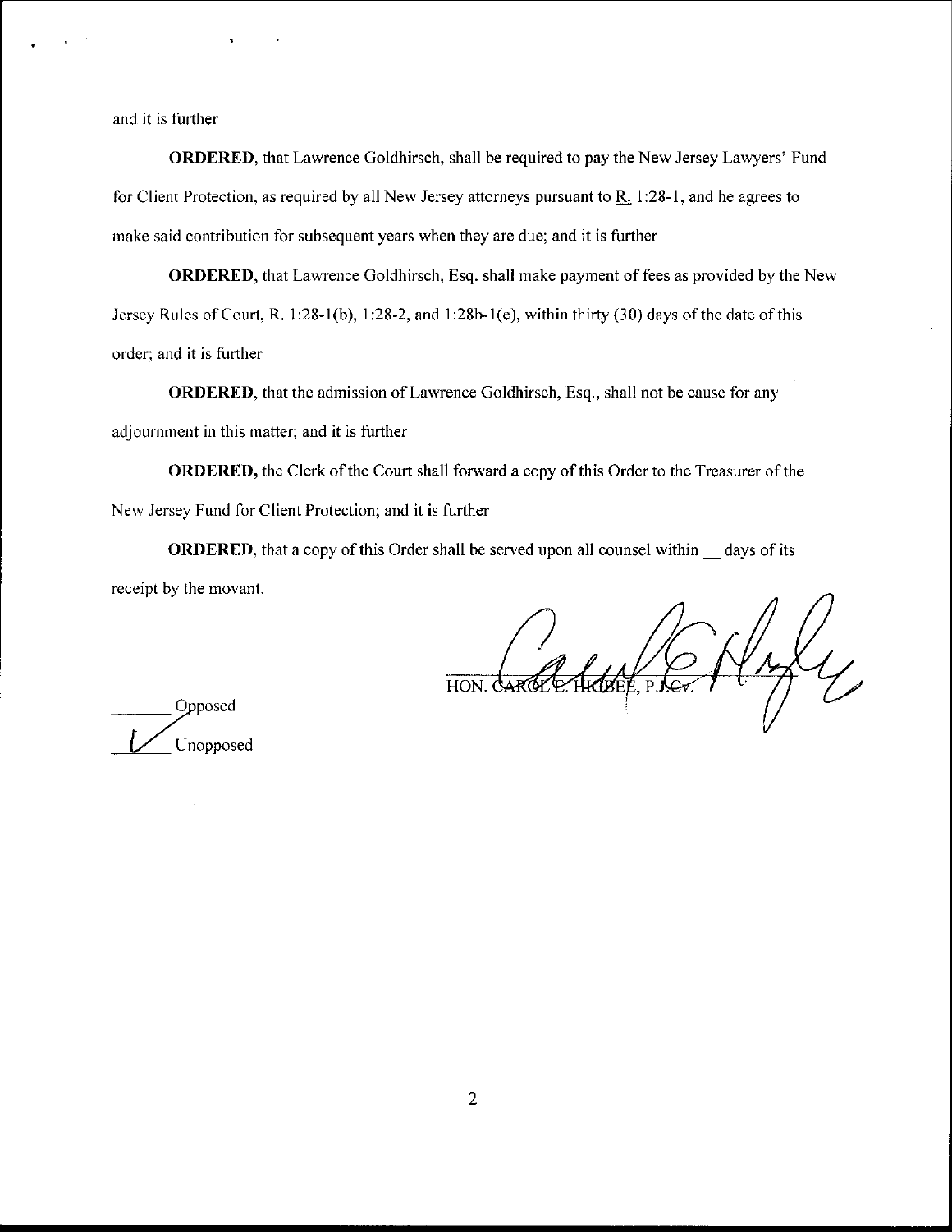and it is further

**ORDERED**, that Lawrence Goldhirsch, shall be required to pay the New Jersey Lawyers' Fund for Client Protection, as required by all New Jersey attorneys pursuant to R. 1:28-1, and he agrees to make said contribution for subsequent years when they are due; and it is further

**ORDERED**, that Lawrence Goldhirsch, Esq. shall make payment of fees as provided by the New Jersey Rules of Court, R. 1:28-1(b), 1:28-2, and 1:28b-1(e), within thirty (30) days of the date of this order; and it is further

**ORDERED**, that the admission of Lawrence Goldhirsch, Esq., shall not be cause for any adjournment in this matter; and it is further

**ORDERED,** the Clerk of the Court shall forward a copy of this Order to the Treasurer of the New Jersey Fund for Client Protection; and it is further

**ORDERED**, that a copy of this Order shall be served upon all counsel within __ days of its receipt by the movant.

HON. CAROL E. HIGBEE, P.J.Cv.

_______ Opposed

___✓___ Unopposed